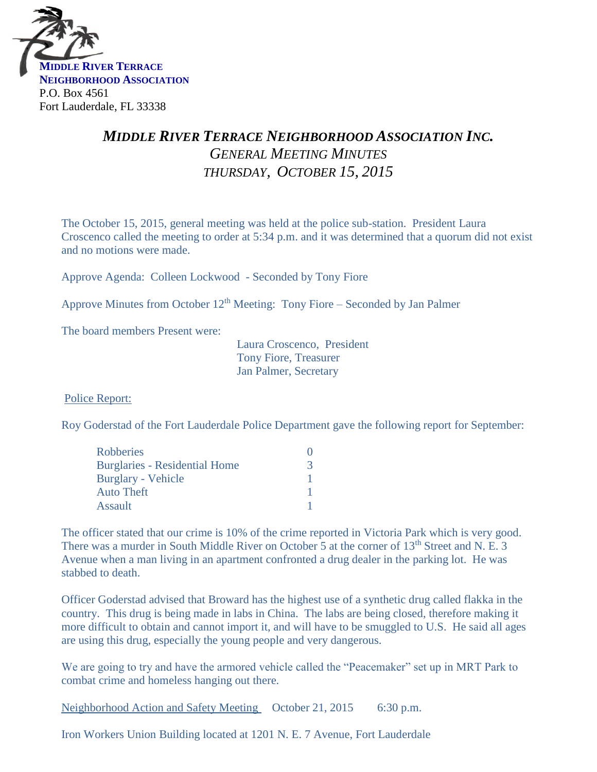**MIDDLE RIVER TERRACE**
**NEIGHBORHOOD ASSOCIATION**
P.O. Box 4561
Fort Lauderdale, FL 33338

# *MIDDLE RIVER TERRACE NEIGHBORHOOD ASSOCIATION INC.*

## *GENERAL MEETING MINUTES*

## *THURSDAY, OCTOBER 15, 2015*

The October 15, 2015, general meeting was held at the police sub-station. President Laura Croscenco called the meeting to order at 5:34 p.m. and it was determined that a quorum did not exist and no motions were made.

Approve Agenda: Colleen Lockwood - Seconded by Tony Fiore

Approve Minutes from October 12th Meeting: Tony Fiore – Seconded by Jan Palmer

The board members Present were:

Laura Croscenco, President
Tony Fiore, Treasurer
Jan Palmer, Secretary

Police Report:

Roy Goderstad of the Fort Lauderdale Police Department gave the following report for September:

| | |
|---|---|
| Robberies | 0 |
| Burglaries - Residential Home | 3 |
| Burglary - Vehicle | 1 |
| Auto Theft | 1 |
| Assault | 1 |

The officer stated that our crime is 10% of the crime reported in Victoria Park which is very good. There was a murder in South Middle River on October 5 at the corner of 13th Street and N. E. 3 Avenue when a man living in an apartment confronted a drug dealer in the parking lot. He was stabbed to death.

Officer Goderstad advised that Broward has the highest use of a synthetic drug called flakka in the country. This drug is being made in labs in China. The labs are being closed, therefore making it more difficult to obtain and cannot import it, and will have to be smuggled to U.S. He said all ages are using this drug, especially the young people and very dangerous.

We are going to try and have the armored vehicle called the "Peacemaker" set up in MRT Park to combat crime and homeless hanging out there.

Neighborhood Action and Safety Meeting October 21, 2015 6:30 p.m.

Iron Workers Union Building located at 1201 N. E. 7 Avenue, Fort Lauderdale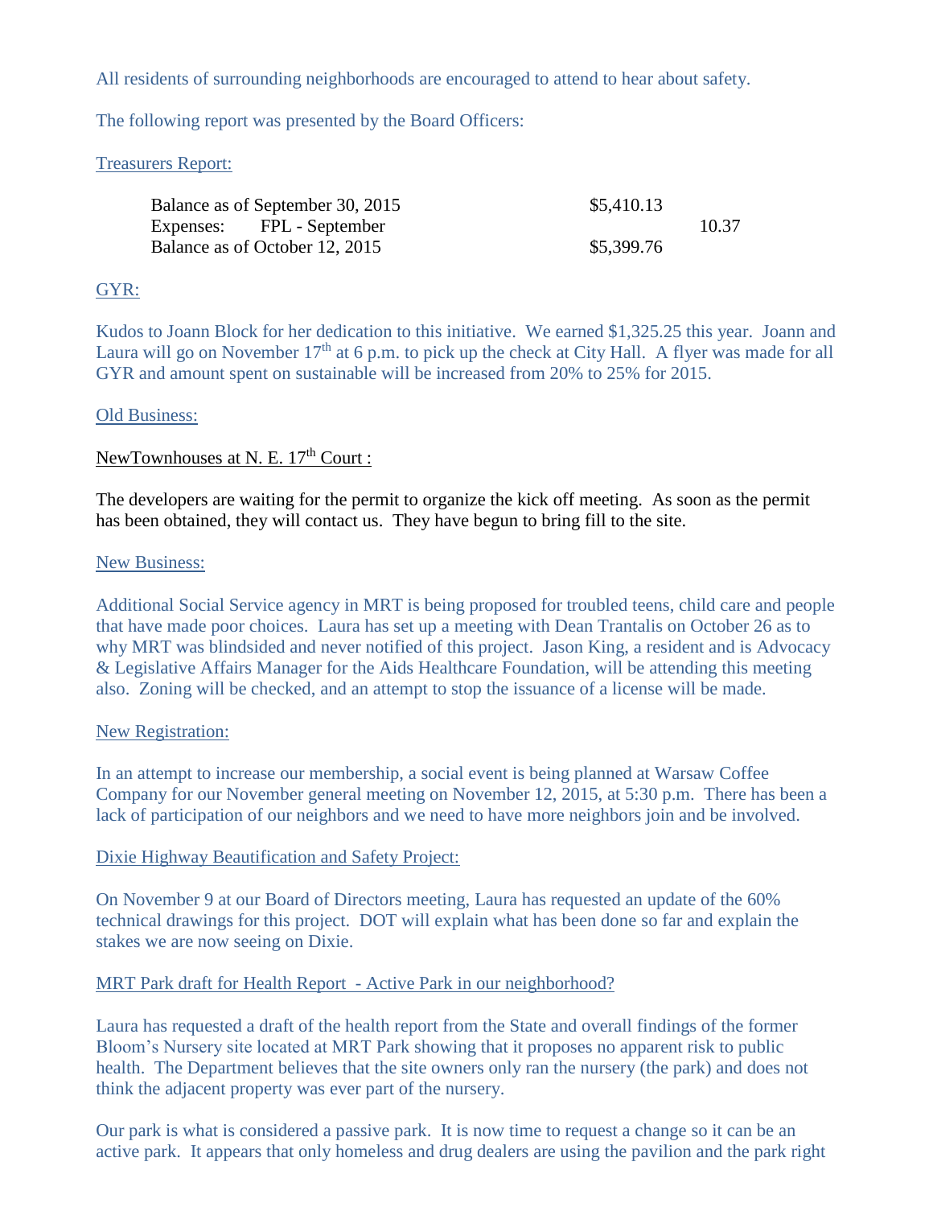All residents of surrounding neighborhoods are encouraged to attend to hear about safety.

The following report was presented by the Board Officers:

Treasurers Report:

| | | |
|---|---|---|
| Balance as of September 30, 2015 | $5,410.13 | |
| Expenses: FPL - September | | 10.37 |
| Balance as of October 12, 2015 | $5,399.76 | |

GYR:

Kudos to Joann Block for her dedication to this initiative. We earned $1,325.25 this year. Joann and Laura will go on November 17th at 6 p.m. to pick up the check at City Hall. A flyer was made for all GYR and amount spent on sustainable will be increased from 20% to 25% for 2015.

Old Business:

NewTownhouses at N. E. 17th Court :

The developers are waiting for the permit to organize the kick off meeting. As soon as the permit has been obtained, they will contact us. They have begun to bring fill to the site.

New Business:

Additional Social Service agency in MRT is being proposed for troubled teens, child care and people that have made poor choices. Laura has set up a meeting with Dean Trantalis on October 26 as to why MRT was blindsided and never notified of this project. Jason King, a resident and is Advocacy & Legislative Affairs Manager for the Aids Healthcare Foundation, will be attending this meeting also. Zoning will be checked, and an attempt to stop the issuance of a license will be made.

New Registration:

In an attempt to increase our membership, a social event is being planned at Warsaw Coffee Company for our November general meeting on November 12, 2015, at 5:30 p.m. There has been a lack of participation of our neighbors and we need to have more neighbors join and be involved.

Dixie Highway Beautification and Safety Project:

On November 9 at our Board of Directors meeting, Laura has requested an update of the 60% technical drawings for this project. DOT will explain what has been done so far and explain the stakes we are now seeing on Dixie.

MRT Park draft for Health Report - Active Park in our neighborhood?

Laura has requested a draft of the health report from the State and overall findings of the former Bloom's Nursery site located at MRT Park showing that it proposes no apparent risk to public health. The Department believes that the site owners only ran the nursery (the park) and does not think the adjacent property was ever part of the nursery.

Our park is what is considered a passive park. It is now time to request a change so it can be an active park. It appears that only homeless and drug dealers are using the pavilion and the park right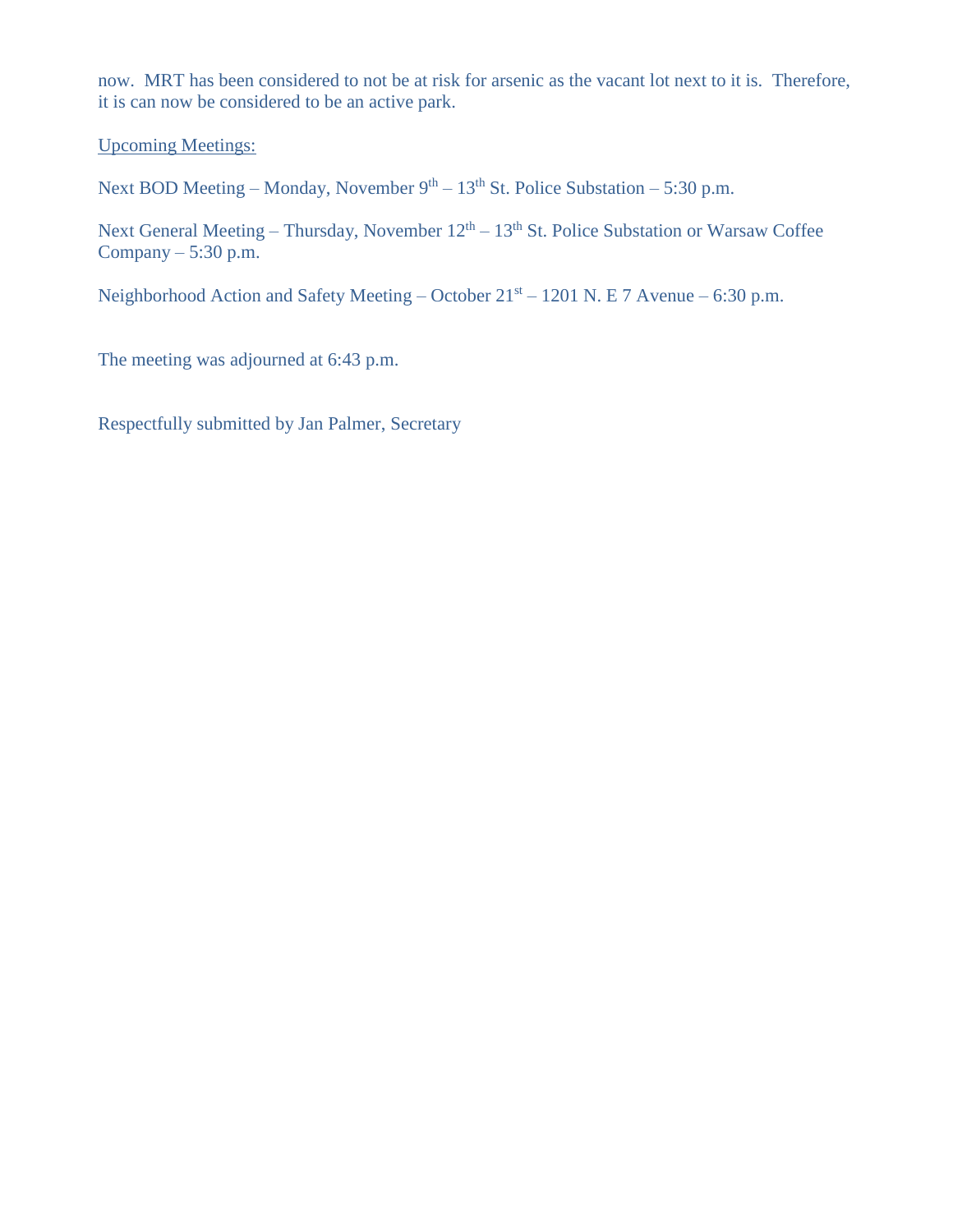now. MRT has been considered to not be at risk for arsenic as the vacant lot next to it is. Therefore, it is can now be considered to be an active park.

<u>Upcoming Meetings:</u>

Next BOD Meeting – Monday, November 9th – 13th St. Police Substation – 5:30 p.m.

Next General Meeting – Thursday, November 12th – 13th St. Police Substation or Warsaw Coffee Company – 5:30 p.m.

Neighborhood Action and Safety Meeting – October 21st – 1201 N. E 7 Avenue – 6:30 p.m.

The meeting was adjourned at 6:43 p.m.

Respectfully submitted by Jan Palmer, Secretary